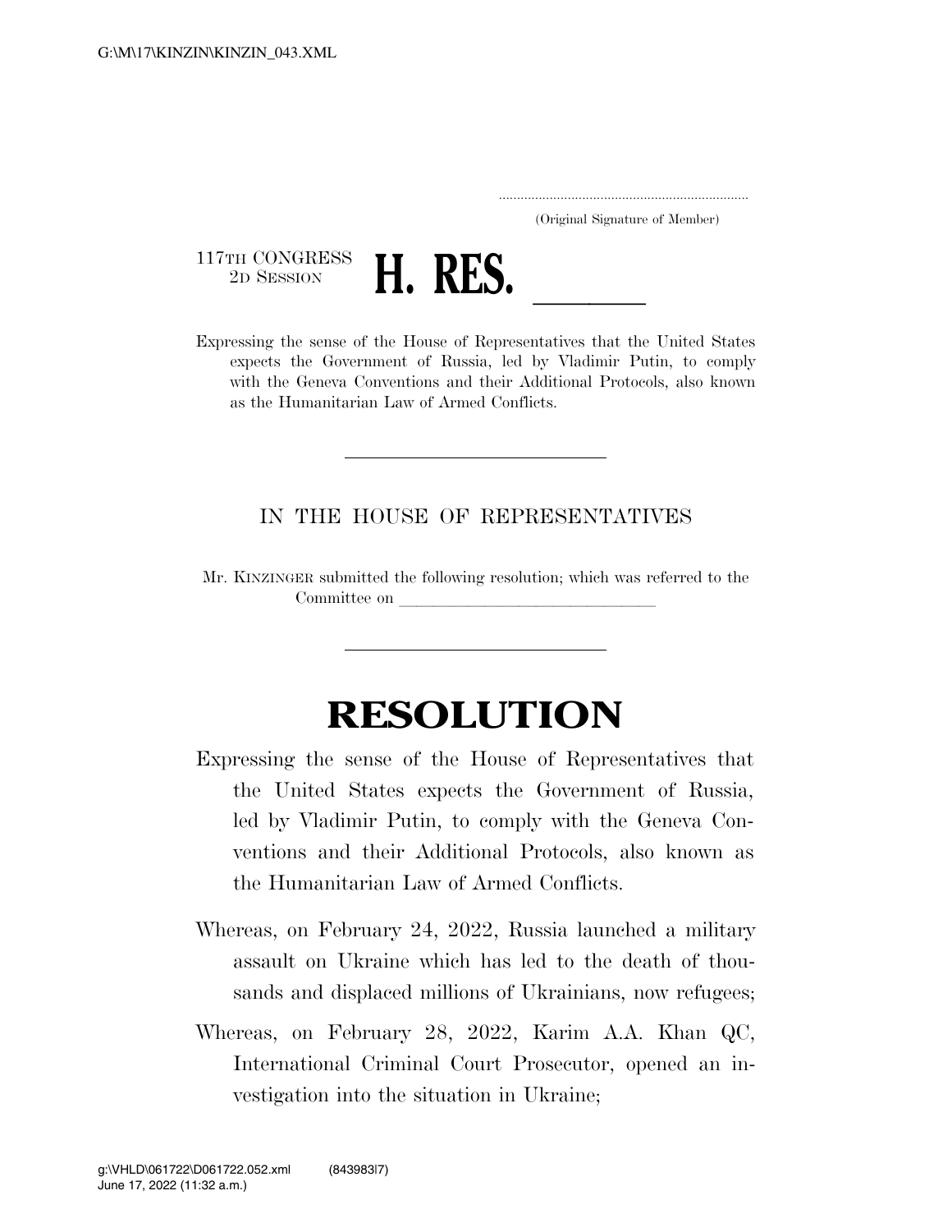G:\M\17\KINZIN\KINZIN_043.XML

.....................................................................
(Original Signature of Member)

117TH CONGRESS
2D SESSION

# H. RES. \_\_\_\_\_\_

Expressing the sense of the House of Representatives that the United States expects the Government of Russia, led by Vladimir Putin, to comply with the Geneva Conventions and their Additional Protocols, also known as the Humanitarian Law of Armed Conflicts.

---

IN THE HOUSE OF REPRESENTATIVES

Mr. KINZINGER submitted the following resolution; which was referred to the Committee on \_\_\_\_\_\_\_\_\_\_\_\_\_\_\_\_\_\_\_\_\_\_\_\_\_\_\_\_\_\_

---

# RESOLUTION

Expressing the sense of the House of Representatives that the United States expects the Government of Russia, led by Vladimir Putin, to comply with the Geneva Conventions and their Additional Protocols, also known as the Humanitarian Law of Armed Conflicts.

Whereas, on February 24, 2022, Russia launched a military assault on Ukraine which has led to the death of thousands and displaced millions of Ukrainians, now refugees;

Whereas, on February 28, 2022, Karim A.A. Khan QC, International Criminal Court Prosecutor, opened an investigation into the situation in Ukraine;

g:\VHLD\061722\D061722.052.xml (843983|7)
June 17, 2022 (11:32 a.m.)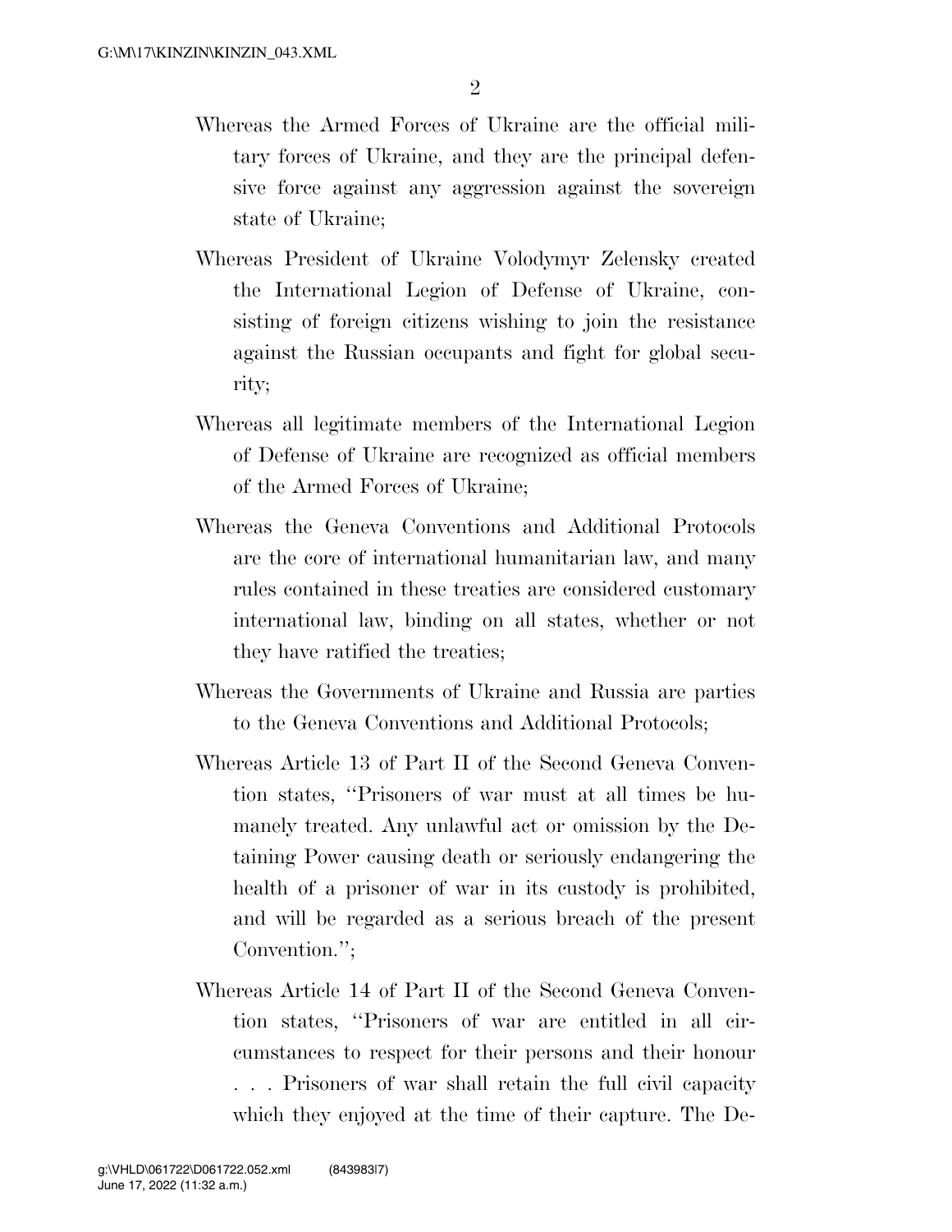Whereas the Armed Forces of Ukraine are the official military forces of Ukraine, and they are the principal defensive force against any aggression against the sovereign state of Ukraine;

Whereas President of Ukraine Volodymyr Zelensky created the International Legion of Defense of Ukraine, consisting of foreign citizens wishing to join the resistance against the Russian occupants and fight for global security;

Whereas all legitimate members of the International Legion of Defense of Ukraine are recognized as official members of the Armed Forces of Ukraine;

Whereas the Geneva Conventions and Additional Protocols are the core of international humanitarian law, and many rules contained in these treaties are considered customary international law, binding on all states, whether or not they have ratified the treaties;

Whereas the Governments of Ukraine and Russia are parties to the Geneva Conventions and Additional Protocols;

Whereas Article 13 of Part II of the Second Geneva Convention states, "Prisoners of war must at all times be humanely treated. Any unlawful act or omission by the Detaining Power causing death or seriously endangering the health of a prisoner of war in its custody is prohibited, and will be regarded as a serious breach of the present Convention.";

Whereas Article 14 of Part II of the Second Geneva Convention states, "Prisoners of war are entitled in all circumstances to respect for their persons and their honour . . . Prisoners of war shall retain the full civil capacity which they enjoyed at the time of their capture. The De-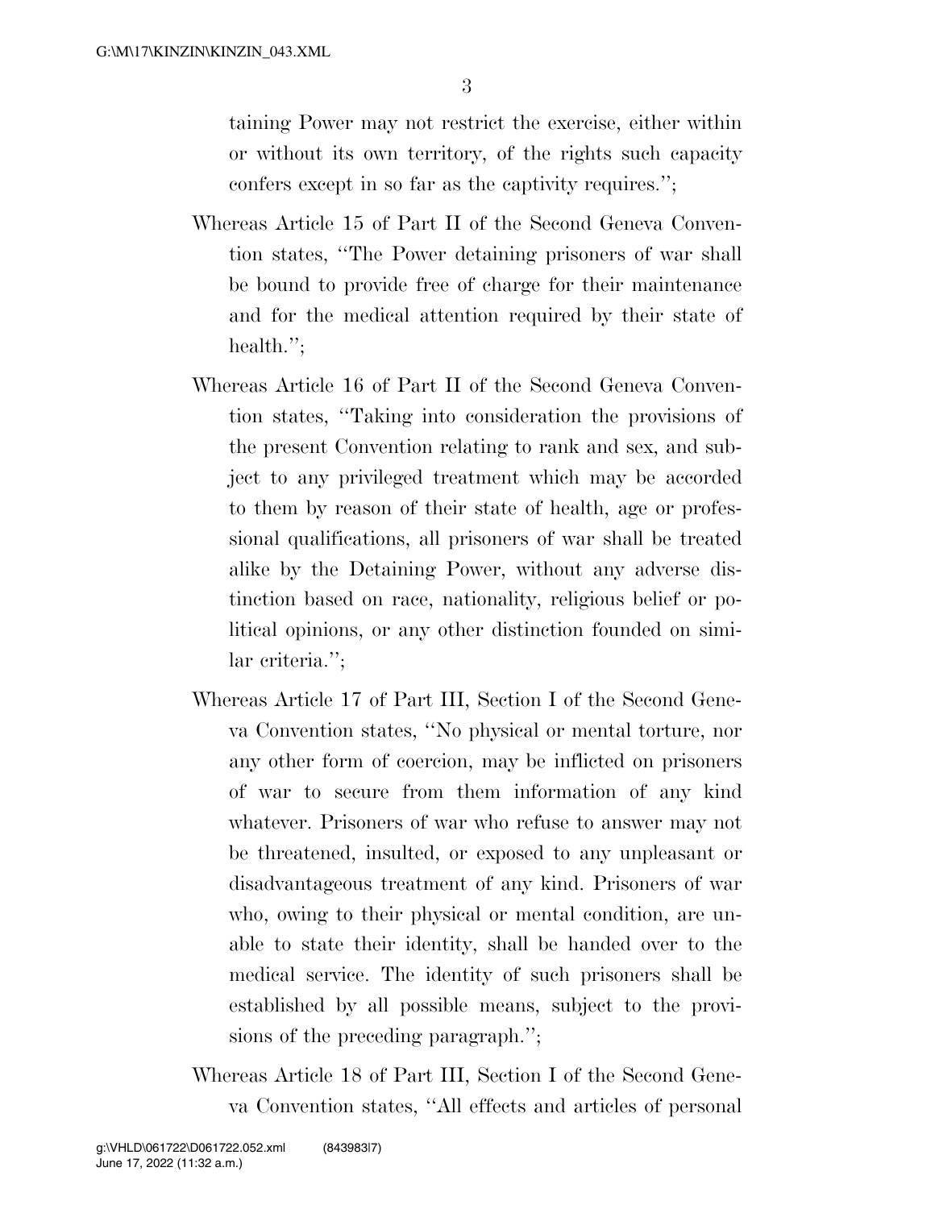taining Power may not restrict the exercise, either within or without its own territory, of the rights such capacity confers except in so far as the captivity requires.'';

Whereas Article 15 of Part II of the Second Geneva Convention states, ''The Power detaining prisoners of war shall be bound to provide free of charge for their maintenance and for the medical attention required by their state of health.'';

Whereas Article 16 of Part II of the Second Geneva Convention states, ''Taking into consideration the provisions of the present Convention relating to rank and sex, and subject to any privileged treatment which may be accorded to them by reason of their state of health, age or professional qualifications, all prisoners of war shall be treated alike by the Detaining Power, without any adverse distinction based on race, nationality, religious belief or political opinions, or any other distinction founded on similar criteria.'';

Whereas Article 17 of Part III, Section I of the Second Geneva Convention states, ''No physical or mental torture, nor any other form of coercion, may be inflicted on prisoners of war to secure from them information of any kind whatever. Prisoners of war who refuse to answer may not be threatened, insulted, or exposed to any unpleasant or disadvantageous treatment of any kind. Prisoners of war who, owing to their physical or mental condition, are unable to state their identity, shall be handed over to the medical service. The identity of such prisoners shall be established by all possible means, subject to the provisions of the preceding paragraph.'';

Whereas Article 18 of Part III, Section I of the Second Geneva Convention states, ''All effects and articles of personal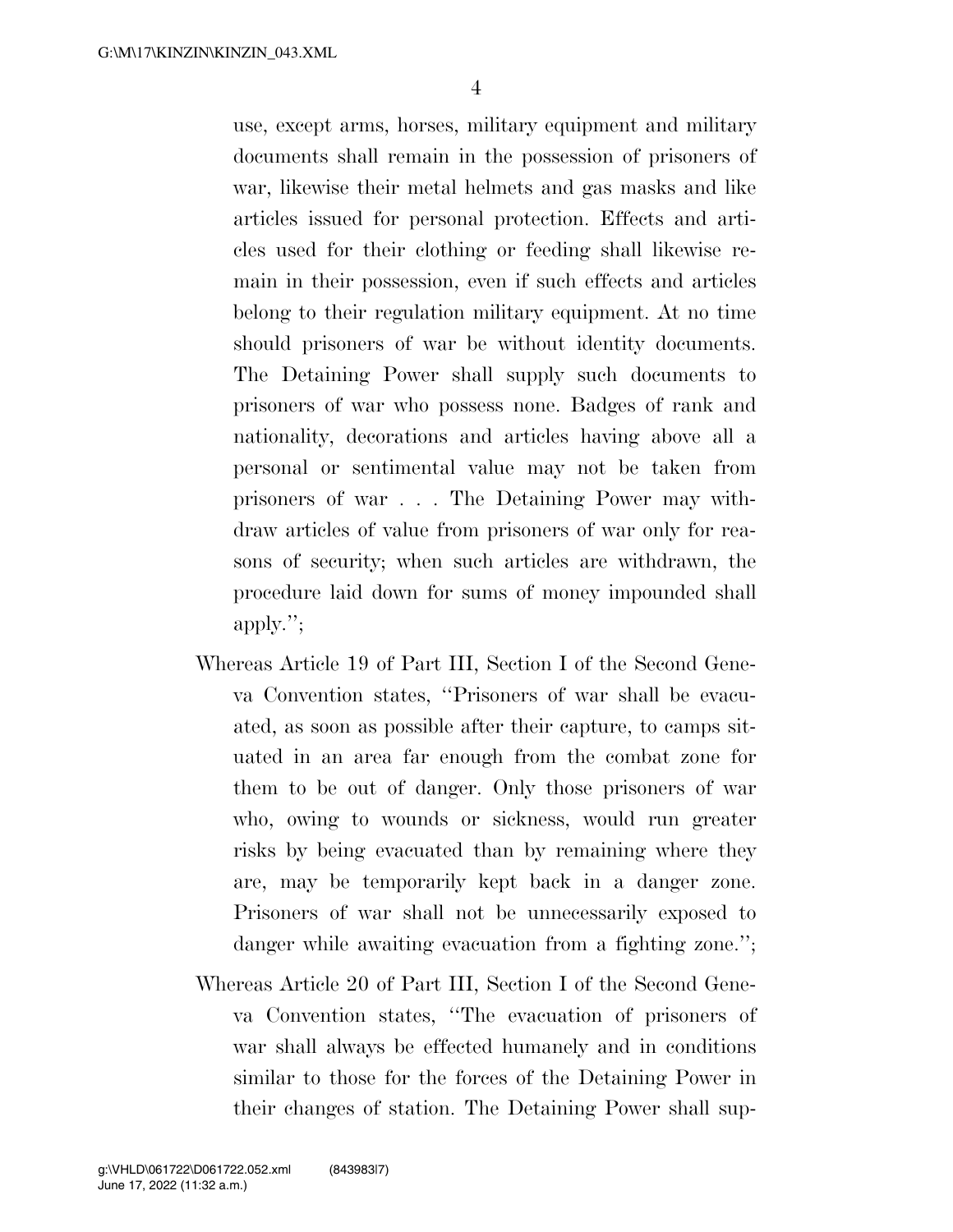use, except arms, horses, military equipment and military documents shall remain in the possession of prisoners of war, likewise their metal helmets and gas masks and like articles issued for personal protection. Effects and articles used for their clothing or feeding shall likewise remain in their possession, even if such effects and articles belong to their regulation military equipment. At no time should prisoners of war be without identity documents. The Detaining Power shall supply such documents to prisoners of war who possess none. Badges of rank and nationality, decorations and articles having above all a personal or sentimental value may not be taken from prisoners of war . . . The Detaining Power may withdraw articles of value from prisoners of war only for reasons of security; when such articles are withdrawn, the procedure laid down for sums of money impounded shall apply.'';

Whereas Article 19 of Part III, Section I of the Second Geneva Convention states, ''Prisoners of war shall be evacuated, as soon as possible after their capture, to camps situated in an area far enough from the combat zone for them to be out of danger. Only those prisoners of war who, owing to wounds or sickness, would run greater risks by being evacuated than by remaining where they are, may be temporarily kept back in a danger zone. Prisoners of war shall not be unnecessarily exposed to danger while awaiting evacuation from a fighting zone.'';

Whereas Article 20 of Part III, Section I of the Second Geneva Convention states, ''The evacuation of prisoners of war shall always be effected humanely and in conditions similar to those for the forces of the Detaining Power in their changes of station. The Detaining Power shall sup-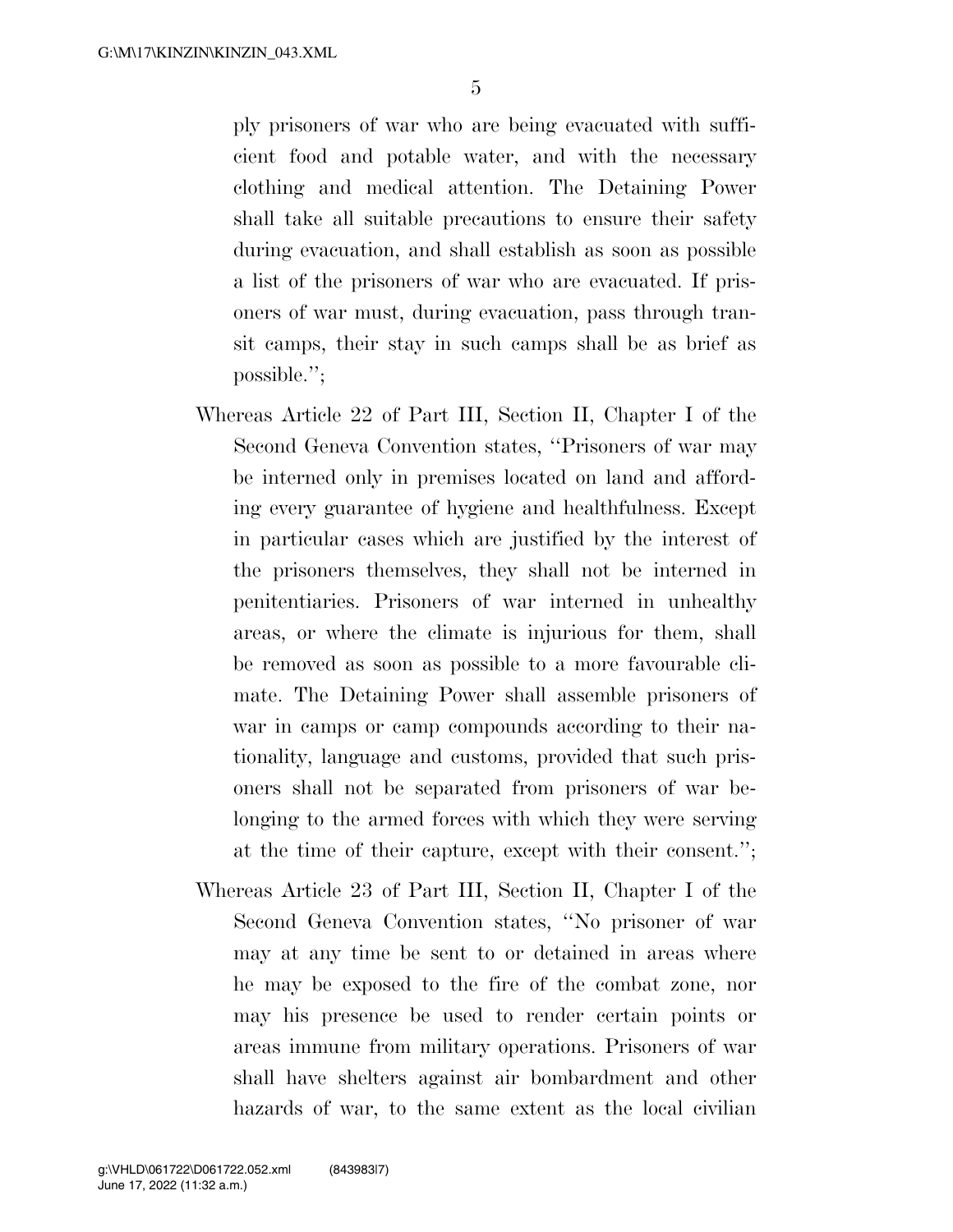ply prisoners of war who are being evacuated with sufficient food and potable water, and with the necessary clothing and medical attention. The Detaining Power shall take all suitable precautions to ensure their safety during evacuation, and shall establish as soon as possible a list of the prisoners of war who are evacuated. If prisoners of war must, during evacuation, pass through transit camps, their stay in such camps shall be as brief as possible.'';

Whereas Article 22 of Part III, Section II, Chapter I of the Second Geneva Convention states, ''Prisoners of war may be interned only in premises located on land and affording every guarantee of hygiene and healthfulness. Except in particular cases which are justified by the interest of the prisoners themselves, they shall not be interned in penitentiaries. Prisoners of war interned in unhealthy areas, or where the climate is injurious for them, shall be removed as soon as possible to a more favourable climate. The Detaining Power shall assemble prisoners of war in camps or camp compounds according to their nationality, language and customs, provided that such prisoners shall not be separated from prisoners of war belonging to the armed forces with which they were serving at the time of their capture, except with their consent.'';

Whereas Article 23 of Part III, Section II, Chapter I of the Second Geneva Convention states, ''No prisoner of war may at any time be sent to or detained in areas where he may be exposed to the fire of the combat zone, nor may his presence be used to render certain points or areas immune from military operations. Prisoners of war shall have shelters against air bombardment and other hazards of war, to the same extent as the local civilian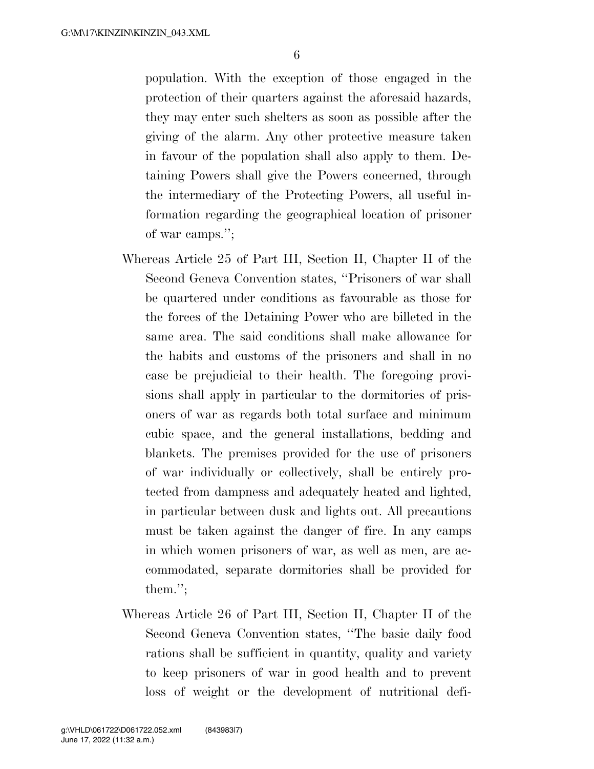population. With the exception of those engaged in the protection of their quarters against the aforesaid hazards, they may enter such shelters as soon as possible after the giving of the alarm. Any other protective measure taken in favour of the population shall also apply to them. Detaining Powers shall give the Powers concerned, through the intermediary of the Protecting Powers, all useful information regarding the geographical location of prisoner of war camps.'';

Whereas Article 25 of Part III, Section II, Chapter II of the Second Geneva Convention states, ''Prisoners of war shall be quartered under conditions as favourable as those for the forces of the Detaining Power who are billeted in the same area. The said conditions shall make allowance for the habits and customs of the prisoners and shall in no case be prejudicial to their health. The foregoing provisions shall apply in particular to the dormitories of prisoners of war as regards both total surface and minimum cubic space, and the general installations, bedding and blankets. The premises provided for the use of prisoners of war individually or collectively, shall be entirely protected from dampness and adequately heated and lighted, in particular between dusk and lights out. All precautions must be taken against the danger of fire. In any camps in which women prisoners of war, as well as men, are accommodated, separate dormitories shall be provided for them.'';

Whereas Article 26 of Part III, Section II, Chapter II of the Second Geneva Convention states, ''The basic daily food rations shall be sufficient in quantity, quality and variety to keep prisoners of war in good health and to prevent loss of weight or the development of nutritional defi-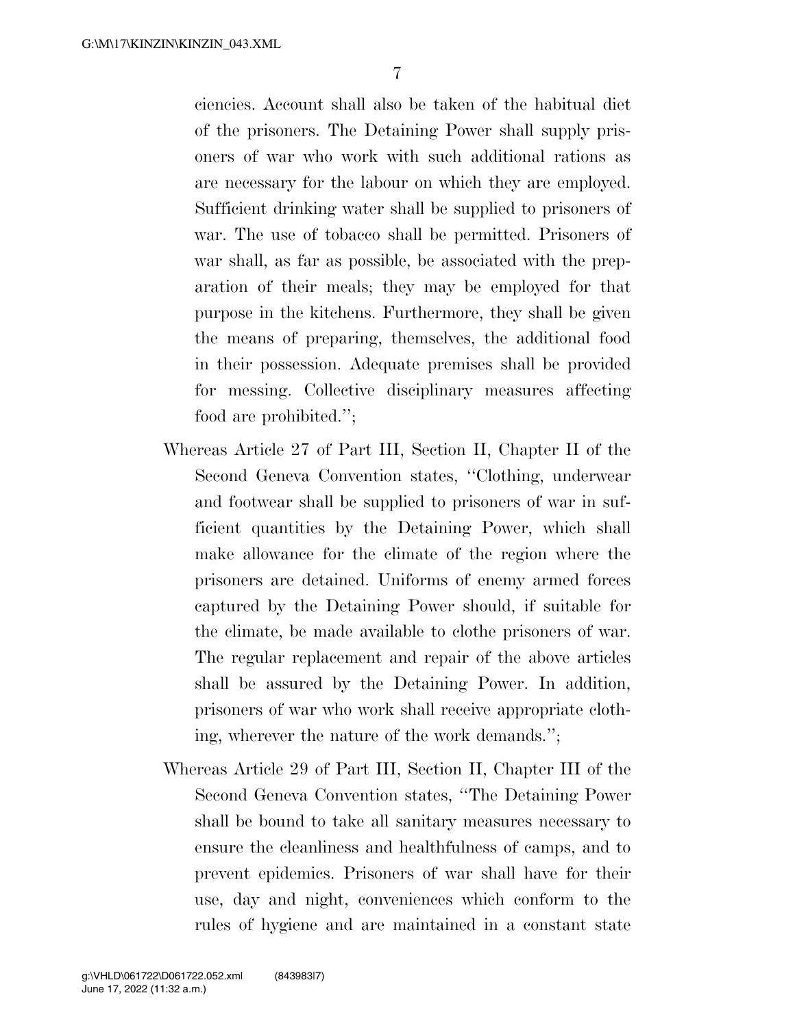ciencies. Account shall also be taken of the habitual diet of the prisoners. The Detaining Power shall supply prisoners of war who work with such additional rations as are necessary for the labour on which they are employed. Sufficient drinking water shall be supplied to prisoners of war. The use of tobacco shall be permitted. Prisoners of war shall, as far as possible, be associated with the preparation of their meals; they may be employed for that purpose in the kitchens. Furthermore, they shall be given the means of preparing, themselves, the additional food in their possession. Adequate premises shall be provided for messing. Collective disciplinary measures affecting food are prohibited.'';

Whereas Article 27 of Part III, Section II, Chapter II of the Second Geneva Convention states, ''Clothing, underwear and footwear shall be supplied to prisoners of war in sufficient quantities by the Detaining Power, which shall make allowance for the climate of the region where the prisoners are detained. Uniforms of enemy armed forces captured by the Detaining Power should, if suitable for the climate, be made available to clothe prisoners of war. The regular replacement and repair of the above articles shall be assured by the Detaining Power. In addition, prisoners of war who work shall receive appropriate clothing, wherever the nature of the work demands.'';

Whereas Article 29 of Part III, Section II, Chapter III of the Second Geneva Convention states, ''The Detaining Power shall be bound to take all sanitary measures necessary to ensure the cleanliness and healthfulness of camps, and to prevent epidemics. Prisoners of war shall have for their use, day and night, conveniences which conform to the rules of hygiene and are maintained in a constant state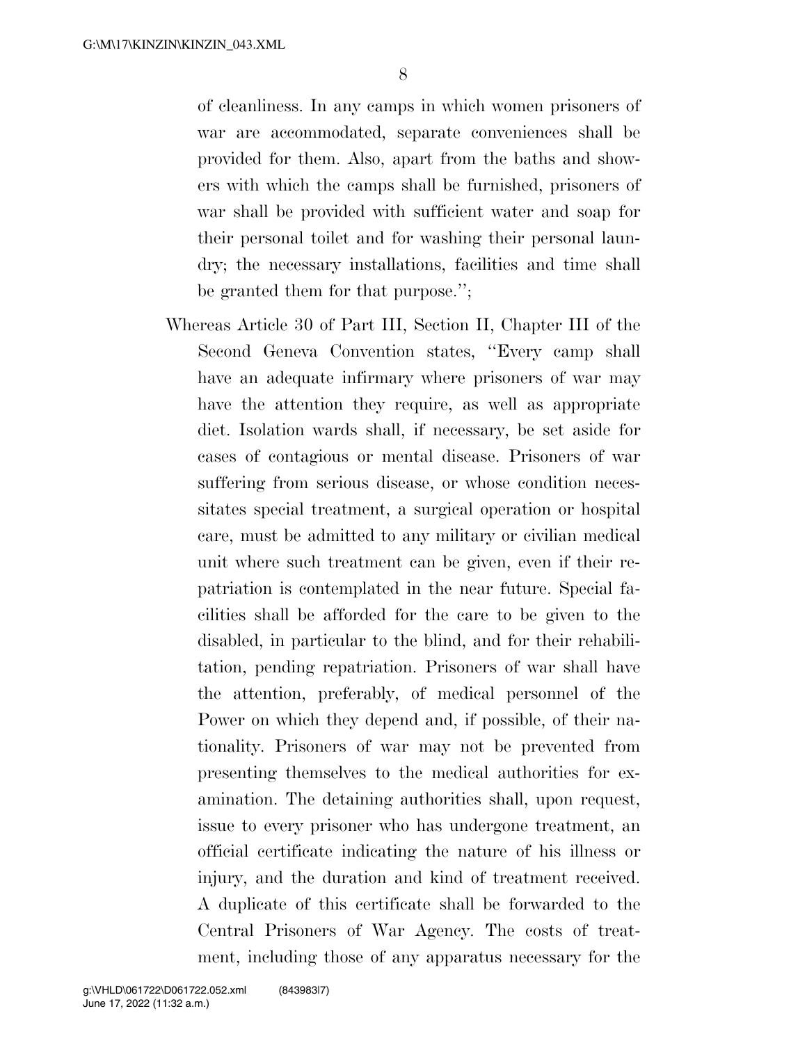of cleanliness. In any camps in which women prisoners of war are accommodated, separate conveniences shall be provided for them. Also, apart from the baths and showers with which the camps shall be furnished, prisoners of war shall be provided with sufficient water and soap for their personal toilet and for washing their personal laundry; the necessary installations, facilities and time shall be granted them for that purpose.'';

Whereas Article 30 of Part III, Section II, Chapter III of the Second Geneva Convention states, ''Every camp shall have an adequate infirmary where prisoners of war may have the attention they require, as well as appropriate diet. Isolation wards shall, if necessary, be set aside for cases of contagious or mental disease. Prisoners of war suffering from serious disease, or whose condition necessitates special treatment, a surgical operation or hospital care, must be admitted to any military or civilian medical unit where such treatment can be given, even if their repatriation is contemplated in the near future. Special facilities shall be afforded for the care to be given to the disabled, in particular to the blind, and for their rehabilitation, pending repatriation. Prisoners of war shall have the attention, preferably, of medical personnel of the Power on which they depend and, if possible, of their nationality. Prisoners of war may not be prevented from presenting themselves to the medical authorities for examination. The detaining authorities shall, upon request, issue to every prisoner who has undergone treatment, an official certificate indicating the nature of his illness or injury, and the duration and kind of treatment received. A duplicate of this certificate shall be forwarded to the Central Prisoners of War Agency. The costs of treatment, including those of any apparatus necessary for the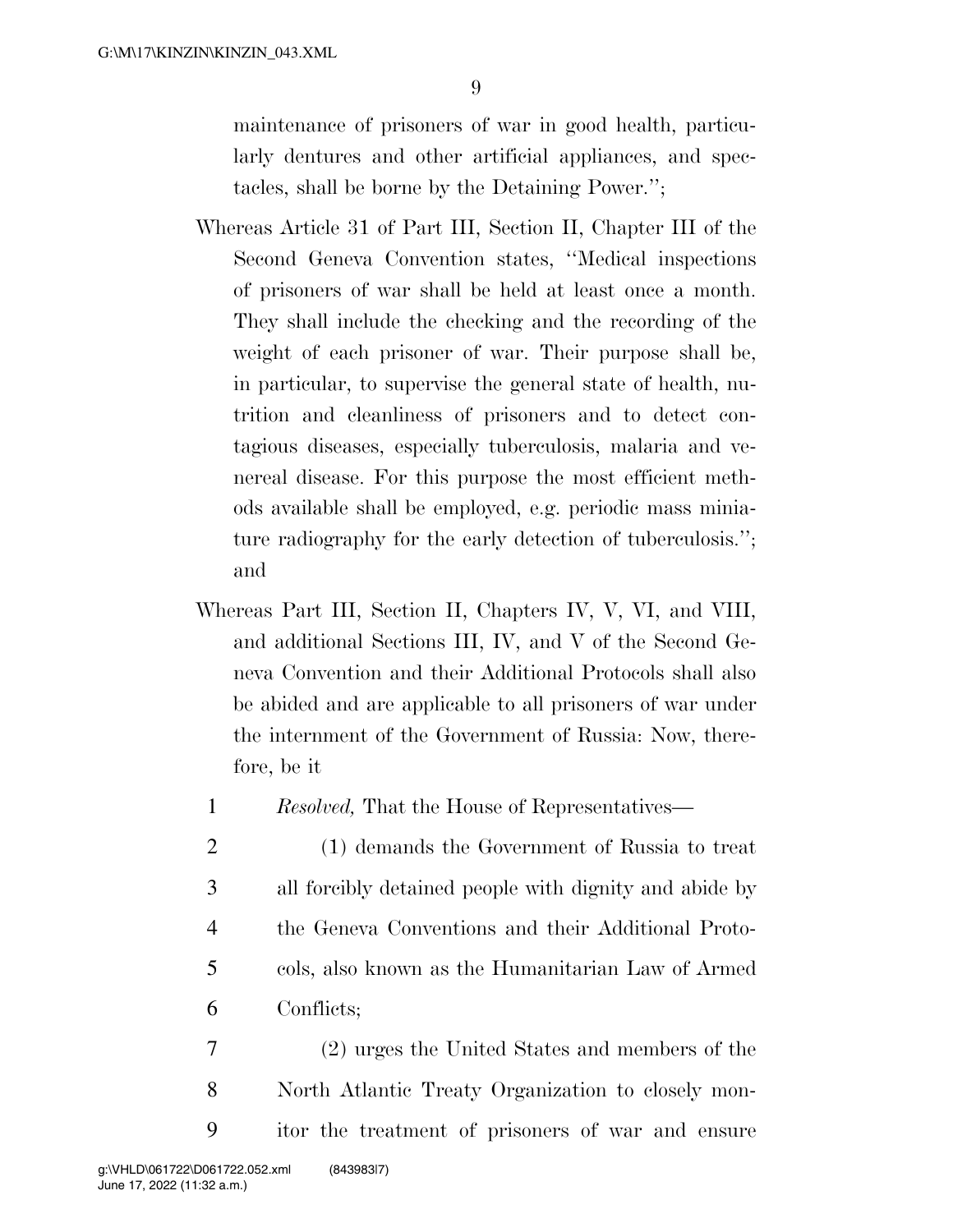maintenance of prisoners of war in good health, particularly dentures and other artificial appliances, and spectacles, shall be borne by the Detaining Power.'';

Whereas Article 31 of Part III, Section II, Chapter III of the Second Geneva Convention states, ''Medical inspections of prisoners of war shall be held at least once a month. They shall include the checking and the recording of the weight of each prisoner of war. Their purpose shall be, in particular, to supervise the general state of health, nutrition and cleanliness of prisoners and to detect contagious diseases, especially tuberculosis, malaria and venereal disease. For this purpose the most efficient methods available shall be employed, e.g. periodic mass miniature radiography for the early detection of tuberculosis.''; and

Whereas Part III, Section II, Chapters IV, V, VI, and VIII, and additional Sections III, IV, and V of the Second Geneva Convention and their Additional Protocols shall also be abided and are applicable to all prisoners of war under the internment of the Government of Russia: Now, therefore, be it

1 *Resolved,* That the House of Representatives—

2 (1) demands the Government of Russia to treat
3 all forcibly detained people with dignity and abide by
4 the Geneva Conventions and their Additional Proto-
5 cols, also known as the Humanitarian Law of Armed
6 Conflicts;

7 (2) urges the United States and members of the
8 North Atlantic Treaty Organization to closely mon-
9 itor the treatment of prisoners of war and ensure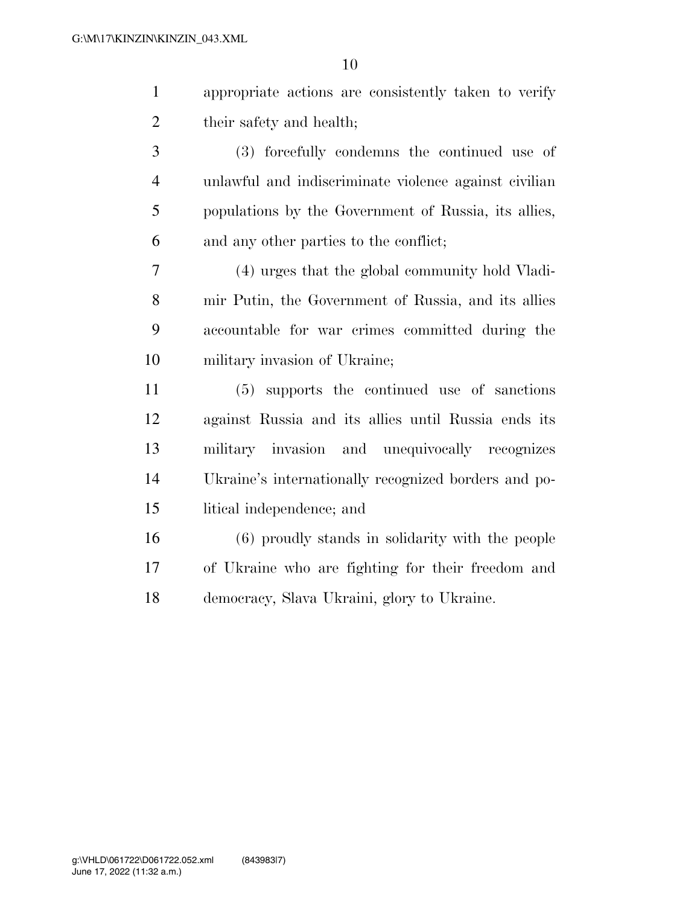appropriate actions are consistently taken to verify their safety and health;

(3) forcefully condemns the continued use of unlawful and indiscriminate violence against civilian populations by the Government of Russia, its allies, and any other parties to the conflict;

(4) urges that the global community hold Vladimir Putin, the Government of Russia, and its allies accountable for war crimes committed during the military invasion of Ukraine;

(5) supports the continued use of sanctions against Russia and its allies until Russia ends its military invasion and unequivocally recognizes Ukraine's internationally recognized borders and political independence; and

(6) proudly stands in solidarity with the people of Ukraine who are fighting for their freedom and democracy, Slava Ukraini, glory to Ukraine.